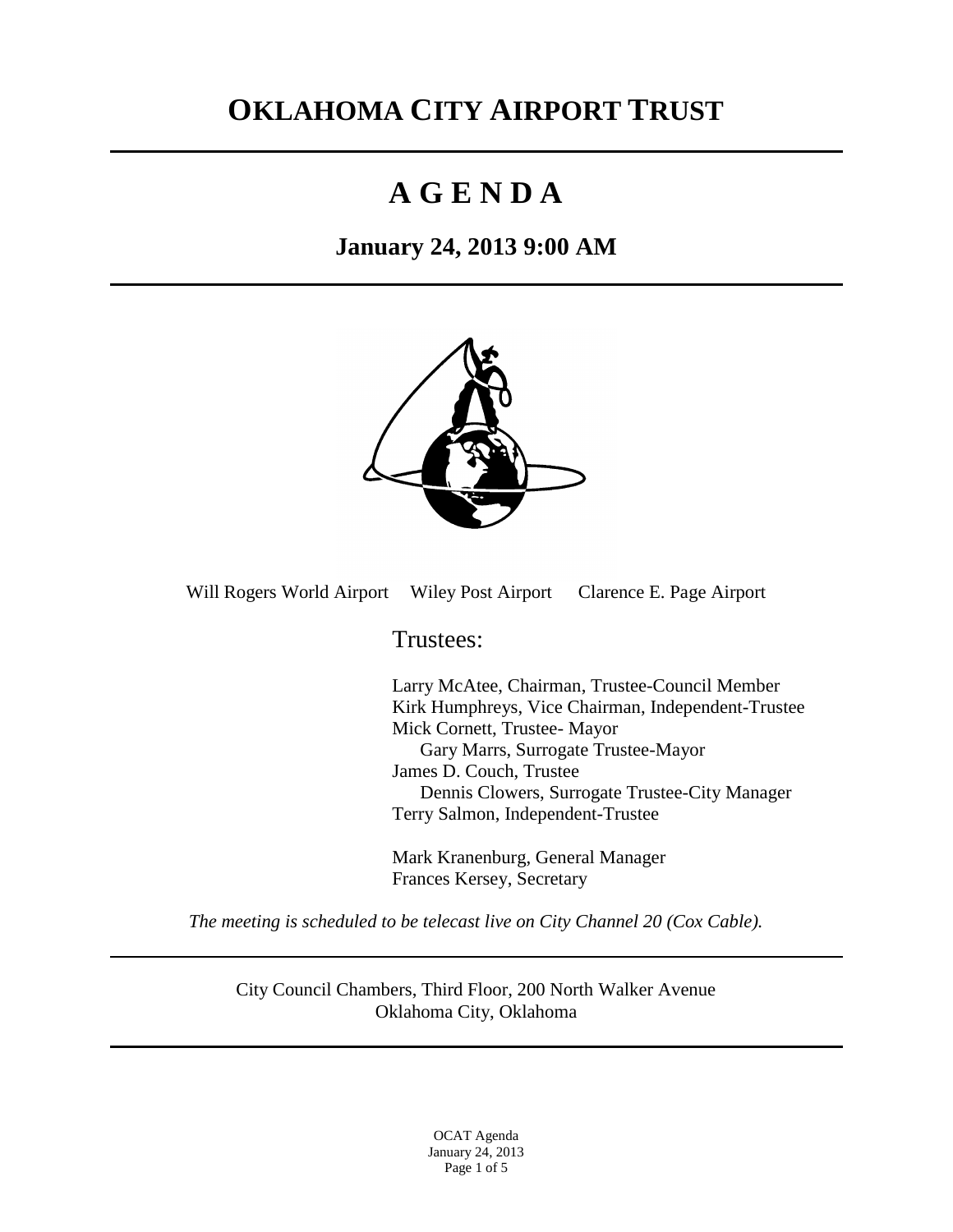# OKLAHOMA CITY AIRPORT TRUST

# A G E N D A

## January 24, 2013 9:00 AM

Will Rogers World Airport Wiley Post Airport Clarence E. Page Airport

Trustees:

Larry McAtee, Chairman, Trustee-Council Member
Kirk Humphreys, Vice Chairman, Independent-Trustee
Mick Cornett, Trustee- Mayor
  Gary Marrs, Surrogate Trustee-Mayor
James D. Couch, Trustee
  Dennis Clowers, Surrogate Trustee-City Manager
Terry Salmon, Independent-Trustee

Mark Kranenburg, General Manager
Frances Kersey, Secretary

*The meeting is scheduled to be telecast live on City Channel 20 (Cox Cable).*

City Council Chambers, Third Floor, 200 North Walker Avenue
Oklahoma City, Oklahoma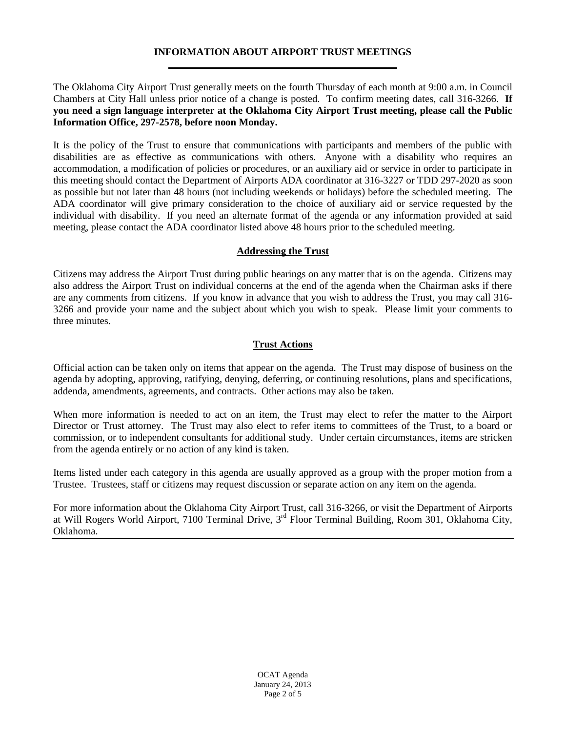## INFORMATION ABOUT AIRPORT TRUST MEETINGS

The Oklahoma City Airport Trust generally meets on the fourth Thursday of each month at 9:00 a.m. in Council Chambers at City Hall unless prior notice of a change is posted. To confirm meeting dates, call 316-3266. **If you need a sign language interpreter at the Oklahoma City Airport Trust meeting, please call the Public Information Office, 297-2578, before noon Monday.**

It is the policy of the Trust to ensure that communications with participants and members of the public with disabilities are as effective as communications with others. Anyone with a disability who requires an accommodation, a modification of policies or procedures, or an auxiliary aid or service in order to participate in this meeting should contact the Department of Airports ADA coordinator at 316-3227 or TDD 297-2020 as soon as possible but not later than 48 hours (not including weekends or holidays) before the scheduled meeting. The ADA coordinator will give primary consideration to the choice of auxiliary aid or service requested by the individual with disability. If you need an alternate format of the agenda or any information provided at said meeting, please contact the ADA coordinator listed above 48 hours prior to the scheduled meeting.

### Addressing the Trust

Citizens may address the Airport Trust during public hearings on any matter that is on the agenda. Citizens may also address the Airport Trust on individual concerns at the end of the agenda when the Chairman asks if there are any comments from citizens. If you know in advance that you wish to address the Trust, you may call 316-3266 and provide your name and the subject about which you wish to speak. Please limit your comments to three minutes.

### Trust Actions

Official action can be taken only on items that appear on the agenda. The Trust may dispose of business on the agenda by adopting, approving, ratifying, denying, deferring, or continuing resolutions, plans and specifications, addenda, amendments, agreements, and contracts. Other actions may also be taken.

When more information is needed to act on an item, the Trust may elect to refer the matter to the Airport Director or Trust attorney. The Trust may also elect to refer items to committees of the Trust, to a board or commission, or to independent consultants for additional study. Under certain circumstances, items are stricken from the agenda entirely or no action of any kind is taken.

Items listed under each category in this agenda are usually approved as a group with the proper motion from a Trustee. Trustees, staff or citizens may request discussion or separate action on any item on the agenda.

For more information about the Oklahoma City Airport Trust, call 316-3266, or visit the Department of Airports at Will Rogers World Airport, 7100 Terminal Drive, 3rd Floor Terminal Building, Room 301, Oklahoma City, Oklahoma.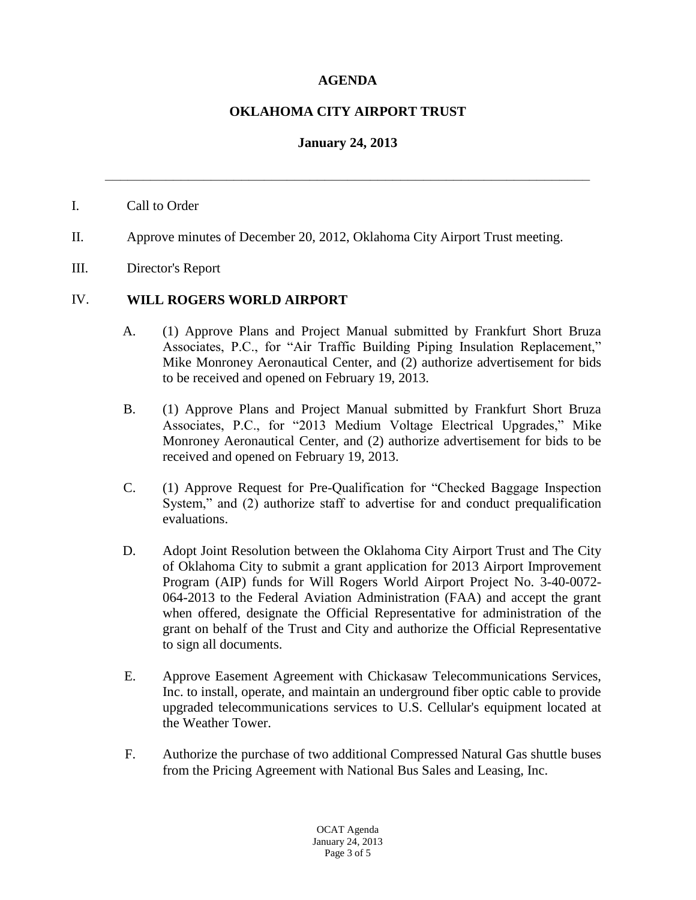**AGENDA**

**OKLAHOMA CITY AIRPORT TRUST**

**January 24, 2013**

---

I. Call to Order

II. Approve minutes of December 20, 2012, Oklahoma City Airport Trust meeting.

III. Director's Report

IV. **WILL ROGERS WORLD AIRPORT**

A. (1) Approve Plans and Project Manual submitted by Frankfurt Short Bruza Associates, P.C., for "Air Traffic Building Piping Insulation Replacement," Mike Monroney Aeronautical Center, and (2) authorize advertisement for bids to be received and opened on February 19, 2013.

B. (1) Approve Plans and Project Manual submitted by Frankfurt Short Bruza Associates, P.C., for "2013 Medium Voltage Electrical Upgrades," Mike Monroney Aeronautical Center, and (2) authorize advertisement for bids to be received and opened on February 19, 2013.

C. (1) Approve Request for Pre-Qualification for "Checked Baggage Inspection System," and (2) authorize staff to advertise for and conduct prequalification evaluations.

D. Adopt Joint Resolution between the Oklahoma City Airport Trust and The City of Oklahoma City to submit a grant application for 2013 Airport Improvement Program (AIP) funds for Will Rogers World Airport Project No. 3-40-0072-064-2013 to the Federal Aviation Administration (FAA) and accept the grant when offered, designate the Official Representative for administration of the grant on behalf of the Trust and City and authorize the Official Representative to sign all documents.

E. Approve Easement Agreement with Chickasaw Telecommunications Services, Inc. to install, operate, and maintain an underground fiber optic cable to provide upgraded telecommunications services to U.S. Cellular's equipment located at the Weather Tower.

F. Authorize the purchase of two additional Compressed Natural Gas shuttle buses from the Pricing Agreement with National Bus Sales and Leasing, Inc.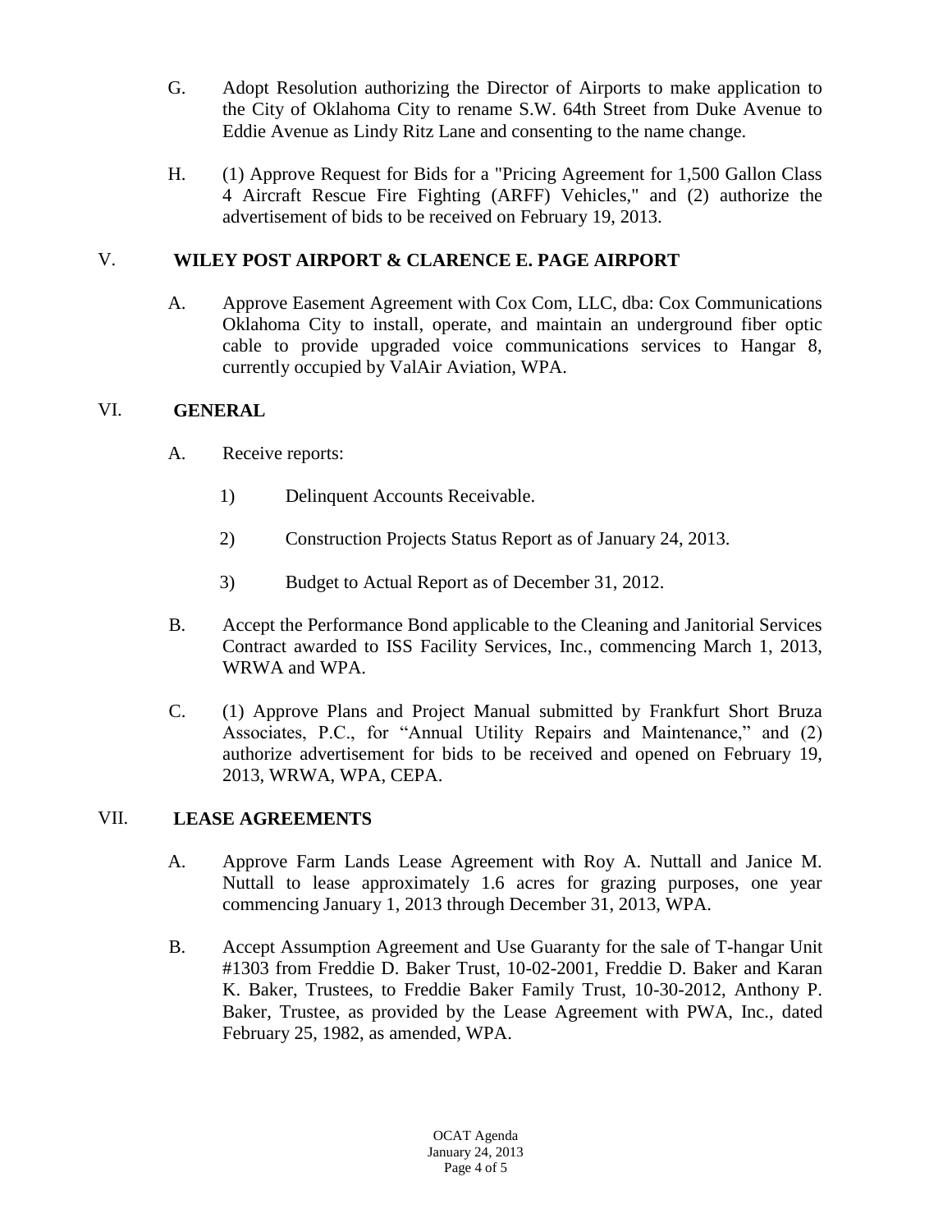G. Adopt Resolution authorizing the Director of Airports to make application to the City of Oklahoma City to rename S.W. 64th Street from Duke Avenue to Eddie Avenue as Lindy Ritz Lane and consenting to the name change.

H. (1) Approve Request for Bids for a "Pricing Agreement for 1,500 Gallon Class 4 Aircraft Rescue Fire Fighting (ARFF) Vehicles," and (2) authorize the advertisement of bids to be received on February 19, 2013.

## V. WILEY POST AIRPORT & CLARENCE E. PAGE AIRPORT

A. Approve Easement Agreement with Cox Com, LLC, dba: Cox Communications Oklahoma City to install, operate, and maintain an underground fiber optic cable to provide upgraded voice communications services to Hangar 8, currently occupied by ValAir Aviation, WPA.

## VI. GENERAL

A. Receive reports:

1) Delinquent Accounts Receivable.

2) Construction Projects Status Report as of January 24, 2013.

3) Budget to Actual Report as of December 31, 2012.

B. Accept the Performance Bond applicable to the Cleaning and Janitorial Services Contract awarded to ISS Facility Services, Inc., commencing March 1, 2013, WRWA and WPA.

C. (1) Approve Plans and Project Manual submitted by Frankfurt Short Bruza Associates, P.C., for "Annual Utility Repairs and Maintenance," and (2) authorize advertisement for bids to be received and opened on February 19, 2013, WRWA, WPA, CEPA.

## VII. LEASE AGREEMENTS

A. Approve Farm Lands Lease Agreement with Roy A. Nuttall and Janice M. Nuttall to lease approximately 1.6 acres for grazing purposes, one year commencing January 1, 2013 through December 31, 2013, WPA.

B. Accept Assumption Agreement and Use Guaranty for the sale of T-hangar Unit #1303 from Freddie D. Baker Trust, 10-02-2001, Freddie D. Baker and Karan K. Baker, Trustees, to Freddie Baker Family Trust, 10-30-2012, Anthony P. Baker, Trustee, as provided by the Lease Agreement with PWA, Inc., dated February 25, 1982, as amended, WPA.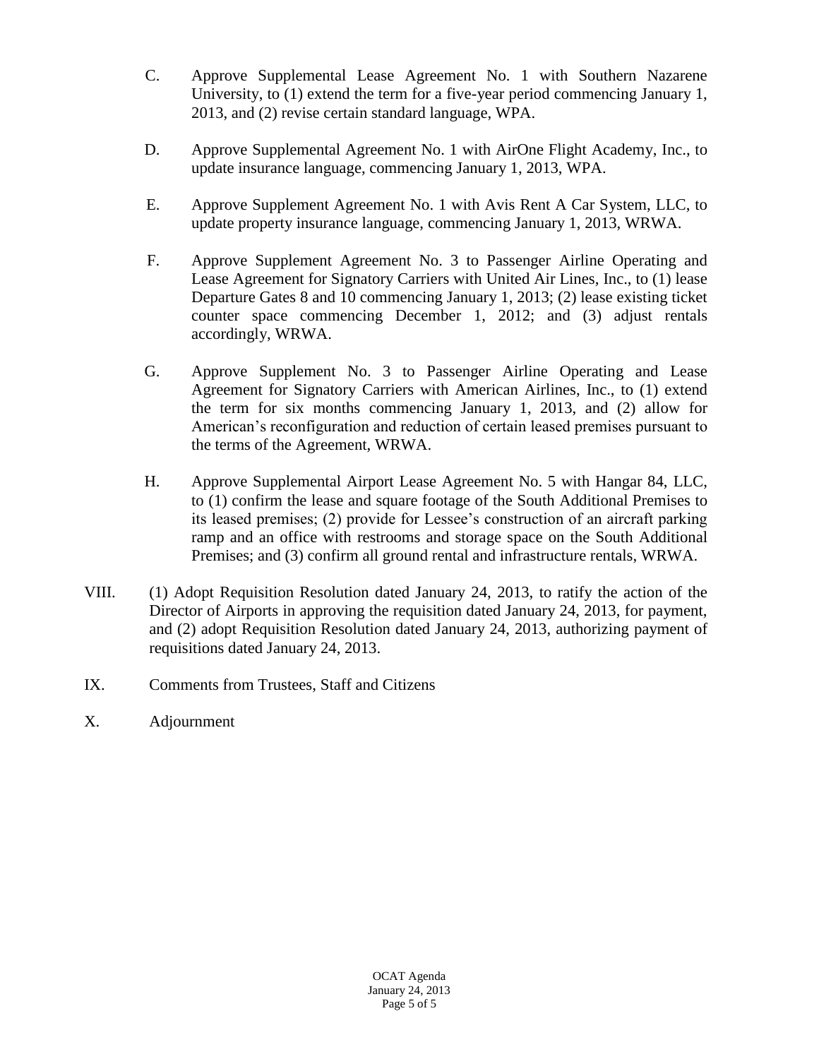C. Approve Supplemental Lease Agreement No. 1 with Southern Nazarene University, to (1) extend the term for a five-year period commencing January 1, 2013, and (2) revise certain standard language, WPA.

D. Approve Supplemental Agreement No. 1 with AirOne Flight Academy, Inc., to update insurance language, commencing January 1, 2013, WPA.

E. Approve Supplement Agreement No. 1 with Avis Rent A Car System, LLC, to update property insurance language, commencing January 1, 2013, WRWA.

F. Approve Supplement Agreement No. 3 to Passenger Airline Operating and Lease Agreement for Signatory Carriers with United Air Lines, Inc., to (1) lease Departure Gates 8 and 10 commencing January 1, 2013; (2) lease existing ticket counter space commencing December 1, 2012; and (3) adjust rentals accordingly, WRWA.

G. Approve Supplement No. 3 to Passenger Airline Operating and Lease Agreement for Signatory Carriers with American Airlines, Inc., to (1) extend the term for six months commencing January 1, 2013, and (2) allow for American's reconfiguration and reduction of certain leased premises pursuant to the terms of the Agreement, WRWA.

H. Approve Supplemental Airport Lease Agreement No. 5 with Hangar 84, LLC, to (1) confirm the lease and square footage of the South Additional Premises to its leased premises; (2) provide for Lessee's construction of an aircraft parking ramp and an office with restrooms and storage space on the South Additional Premises; and (3) confirm all ground rental and infrastructure rentals, WRWA.

VIII. (1) Adopt Requisition Resolution dated January 24, 2013, to ratify the action of the Director of Airports in approving the requisition dated January 24, 2013, for payment, and (2) adopt Requisition Resolution dated January 24, 2013, authorizing payment of requisitions dated January 24, 2013.

IX. Comments from Trustees, Staff and Citizens

X. Adjournment